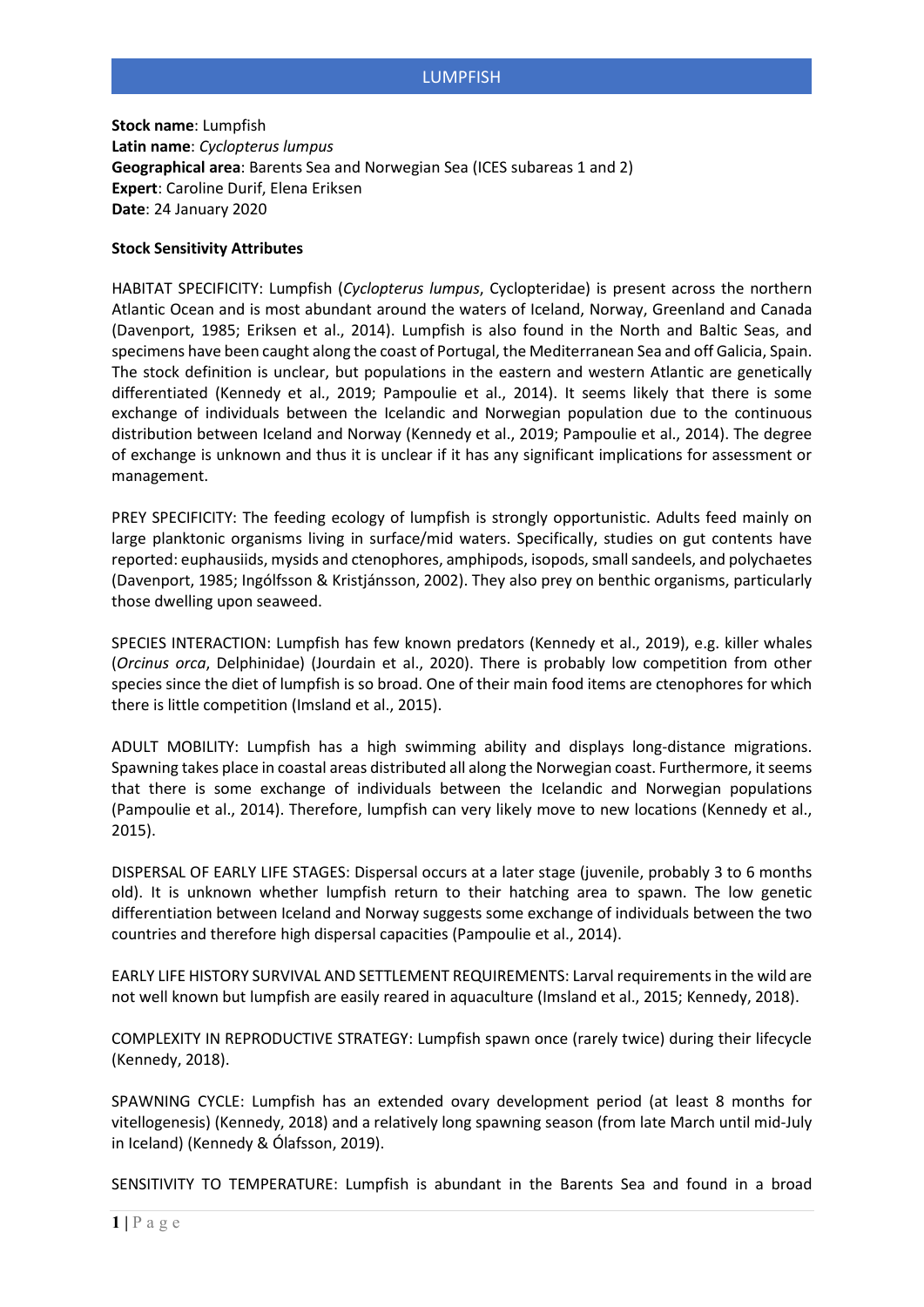# LUMPFISH

**Stock name**: Lumpfish
**Latin name**: *Cyclopterus lumpus*
**Geographical area**: Barents Sea and Norwegian Sea (ICES subareas 1 and 2)
**Expert**: Caroline Durif, Elena Eriksen
**Date**: 24 January 2020

**Stock Sensitivity Attributes**

HABITAT SPECIFICITY: Lumpfish (*Cyclopterus lumpus*, Cyclopteridae) is present across the northern Atlantic Ocean and is most abundant around the waters of Iceland, Norway, Greenland and Canada (Davenport, 1985; Eriksen et al., 2014). Lumpfish is also found in the North and Baltic Seas, and specimens have been caught along the coast of Portugal, the Mediterranean Sea and off Galicia, Spain. The stock definition is unclear, but populations in the eastern and western Atlantic are genetically differentiated (Kennedy et al., 2019; Pampoulie et al., 2014). It seems likely that there is some exchange of individuals between the Icelandic and Norwegian population due to the continuous distribution between Iceland and Norway (Kennedy et al., 2019; Pampoulie et al., 2014). The degree of exchange is unknown and thus it is unclear if it has any significant implications for assessment or management.

PREY SPECIFICITY: The feeding ecology of lumpfish is strongly opportunistic. Adults feed mainly on large planktonic organisms living in surface/mid waters. Specifically, studies on gut contents have reported: euphausiids, mysids and ctenophores, amphipods, isopods, small sandeels, and polychaetes (Davenport, 1985; Ingólfsson & Kristjánsson, 2002). They also prey on benthic organisms, particularly those dwelling upon seaweed.

SPECIES INTERACTION: Lumpfish has few known predators (Kennedy et al., 2019), e.g. killer whales (*Orcinus orca*, Delphinidae) (Jourdain et al., 2020). There is probably low competition from other species since the diet of lumpfish is so broad. One of their main food items are ctenophores for which there is little competition (Imsland et al., 2015).

ADULT MOBILITY: Lumpfish has a high swimming ability and displays long-distance migrations. Spawning takes place in coastal areas distributed all along the Norwegian coast. Furthermore, it seems that there is some exchange of individuals between the Icelandic and Norwegian populations (Pampoulie et al., 2014). Therefore, lumpfish can very likely move to new locations (Kennedy et al., 2015).

DISPERSAL OF EARLY LIFE STAGES: Dispersal occurs at a later stage (juvenile, probably 3 to 6 months old). It is unknown whether lumpfish return to their hatching area to spawn. The low genetic differentiation between Iceland and Norway suggests some exchange of individuals between the two countries and therefore high dispersal capacities (Pampoulie et al., 2014).

EARLY LIFE HISTORY SURVIVAL AND SETTLEMENT REQUIREMENTS: Larval requirements in the wild are not well known but lumpfish are easily reared in aquaculture (Imsland et al., 2015; Kennedy, 2018).

COMPLEXITY IN REPRODUCTIVE STRATEGY: Lumpfish spawn once (rarely twice) during their lifecycle (Kennedy, 2018).

SPAWNING CYCLE: Lumpfish has an extended ovary development period (at least 8 months for vitellogenesis) (Kennedy, 2018) and a relatively long spawning season (from late March until mid-July in Iceland) (Kennedy & Ólafsson, 2019).

SENSITIVITY TO TEMPERATURE: Lumpfish is abundant in the Barents Sea and found in a broad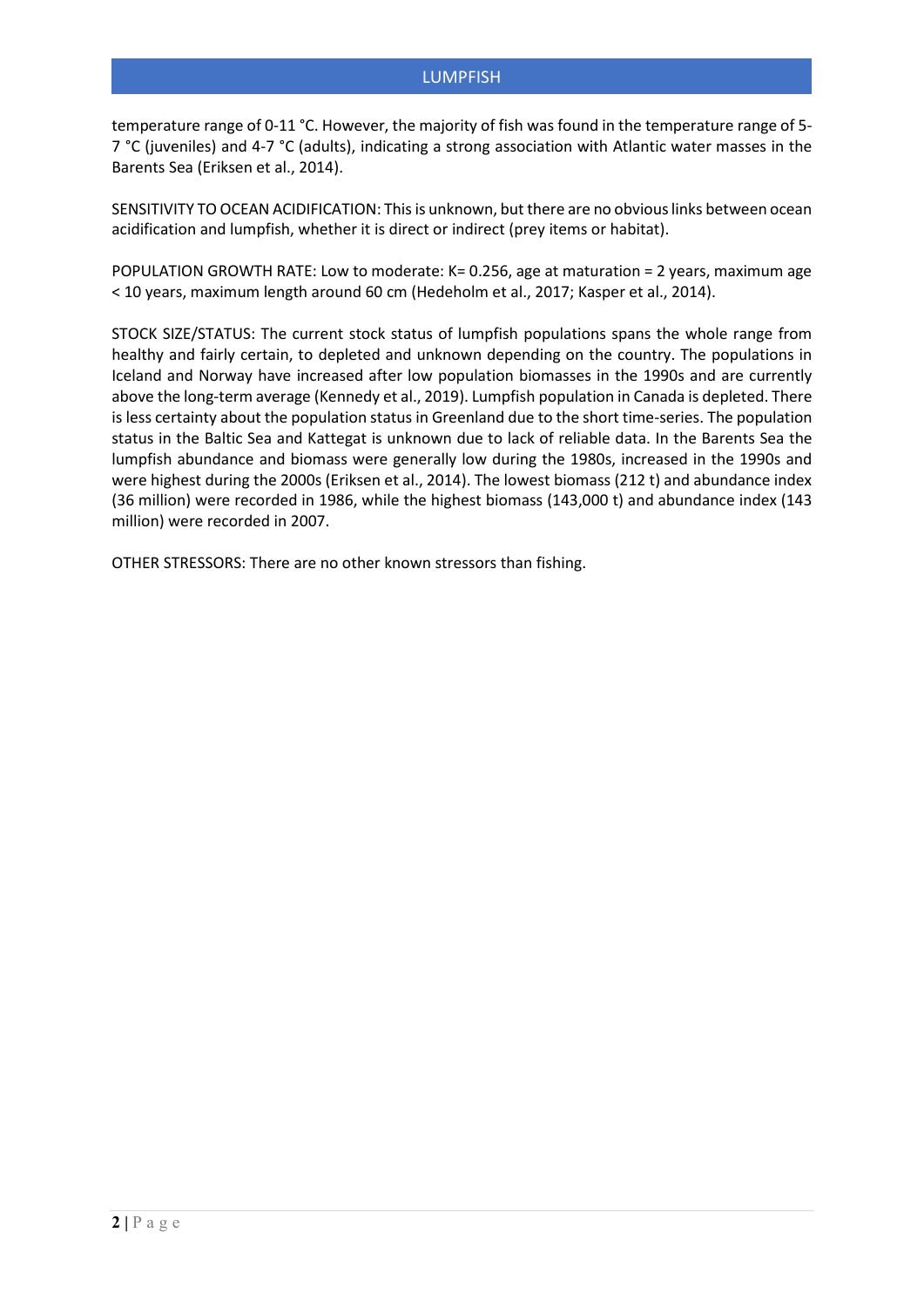temperature range of 0-11 °C. However, the majority of fish was found in the temperature range of 5-7 °C (juveniles) and 4-7 °C (adults), indicating a strong association with Atlantic water masses in the Barents Sea (Eriksen et al., 2014).

SENSITIVITY TO OCEAN ACIDIFICATION: This is unknown, but there are no obvious links between ocean acidification and lumpfish, whether it is direct or indirect (prey items or habitat).

POPULATION GROWTH RATE: Low to moderate: K= 0.256, age at maturation = 2 years, maximum age < 10 years, maximum length around 60 cm (Hedeholm et al., 2017; Kasper et al., 2014).

STOCK SIZE/STATUS: The current stock status of lumpfish populations spans the whole range from healthy and fairly certain, to depleted and unknown depending on the country. The populations in Iceland and Norway have increased after low population biomasses in the 1990s and are currently above the long-term average (Kennedy et al., 2019). Lumpfish population in Canada is depleted. There is less certainty about the population status in Greenland due to the short time-series. The population status in the Baltic Sea and Kattegat is unknown due to lack of reliable data. In the Barents Sea the lumpfish abundance and biomass were generally low during the 1980s, increased in the 1990s and were highest during the 2000s (Eriksen et al., 2014). The lowest biomass (212 t) and abundance index (36 million) were recorded in 1986, while the highest biomass (143,000 t) and abundance index (143 million) were recorded in 2007.

OTHER STRESSORS: There are no other known stressors than fishing.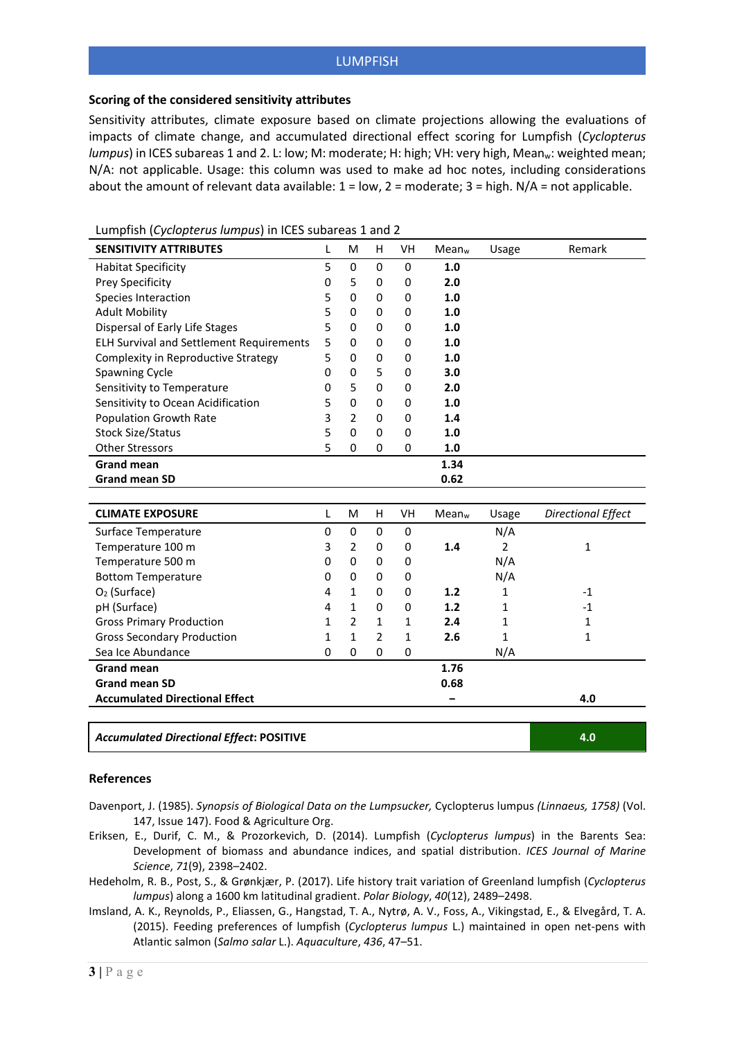# LUMPFISH

### Scoring of the considered sensitivity attributes

Sensitivity attributes, climate exposure based on climate projections allowing the evaluations of impacts of climate change, and accumulated directional effect scoring for Lumpfish (*Cyclopterus lumpus*) in ICES subareas 1 and 2. L: low; M: moderate; H: high; VH: very high, $Mean_w$: weighted mean; N/A: not applicable. Usage: this column was used to make ad hoc notes, including considerations about the amount of relevant data available: 1 = low, 2 = moderate; 3 = high. N/A = not applicable.

Lumpfish (*Cyclopterus lumpus*) in ICES subareas 1 and 2

| SENSITIVITY ATTRIBUTES | L | M | H | VH | $Mean_w$ | Usage | Remark |
|---|---|---|---|---|---|---|---|
| Habitat Specificity | 5 | 0 | 0 | 0 | **1.0** | | |
| Prey Specificity | 0 | 5 | 0 | 0 | **2.0** | | |
| Species Interaction | 5 | 0 | 0 | 0 | **1.0** | | |
| Adult Mobility | 5 | 0 | 0 | 0 | **1.0** | | |
| Dispersal of Early Life Stages | 5 | 0 | 0 | 0 | **1.0** | | |
| ELH Survival and Settlement Requirements | 5 | 0 | 0 | 0 | **1.0** | | |
| Complexity in Reproductive Strategy | 5 | 0 | 0 | 0 | **1.0** | | |
| Spawning Cycle | 0 | 0 | 5 | 0 | **3.0** | | |
| Sensitivity to Temperature | 0 | 5 | 0 | 0 | **2.0** | | |
| Sensitivity to Ocean Acidification | 5 | 0 | 0 | 0 | **1.0** | | |
| Population Growth Rate | 3 | 2 | 0 | 0 | **1.4** | | |
| Stock Size/Status | 5 | 0 | 0 | 0 | **1.0** | | |
| Other Stressors | 5 | 0 | 0 | 0 | **1.0** | | |
| **Grand mean** | | | | | **1.34** | | |
| **Grand mean SD** | | | | | **0.62** | | |

| CLIMATE EXPOSURE | L | M | H | VH | $Mean_w$ | Usage | *Directional Effect* |
|---|---|---|---|---|---|---|---|
| Surface Temperature | 0 | 0 | 0 | 0 | | N/A | |
| Temperature 100 m | 3 | 2 | 0 | 0 | **1.4** | 2 | 1 |
| Temperature 500 m | 0 | 0 | 0 | 0 | | N/A | |
| Bottom Temperature | 0 | 0 | 0 | 0 | | N/A | |
| $O_2$ (Surface) | 4 | 1 | 0 | 0 | **1.2** | 1 | -1 |
| pH (Surface) | 4 | 1 | 0 | 0 | **1.2** | 1 | -1 |
| Gross Primary Production | 1 | 2 | 1 | 1 | **2.4** | 1 | 1 |
| Gross Secondary Production | 1 | 1 | 2 | 1 | **2.6** | 1 | 1 |
| Sea Ice Abundance | 0 | 0 | 0 | 0 | | N/A | |
| **Grand mean** | | | | | **1.76** | | |
| **Grand mean SD** | | | | | **0.68** | | |
| **Accumulated Directional Effect** | | | | | **–** | | **4.0** |

| ***Accumulated Directional Effect*: POSITIVE** | **4.0** |
|---|---|

### References

Davenport, J. (1985). *Synopsis of Biological Data on the Lumpsucker,* Cyclopterus lumpus *(Linnaeus, 1758)* (Vol. 147, Issue 147). Food & Agriculture Org.

Eriksen, E., Durif, C. M., & Prozorkevich, D. (2014). Lumpfish (*Cyclopterus lumpus*) in the Barents Sea: Development of biomass and abundance indices, and spatial distribution. *ICES Journal of Marine Science*, *71*(9), 2398–2402.

Hedeholm, R. B., Post, S., & Grønkjær, P. (2017). Life history trait variation of Greenland lumpfish (*Cyclopterus lumpus*) along a 1600 km latitudinal gradient. *Polar Biology*, *40*(12), 2489–2498.

Imsland, A. K., Reynolds, P., Eliassen, G., Hangstad, T. A., Nytrø, A. V., Foss, A., Vikingstad, E., & Elvegård, T. A. (2015). Feeding preferences of lumpfish (*Cyclopterus lumpus* L.) maintained in open net-pens with Atlantic salmon (*Salmo salar* L.). *Aquaculture*, *436*, 47–51.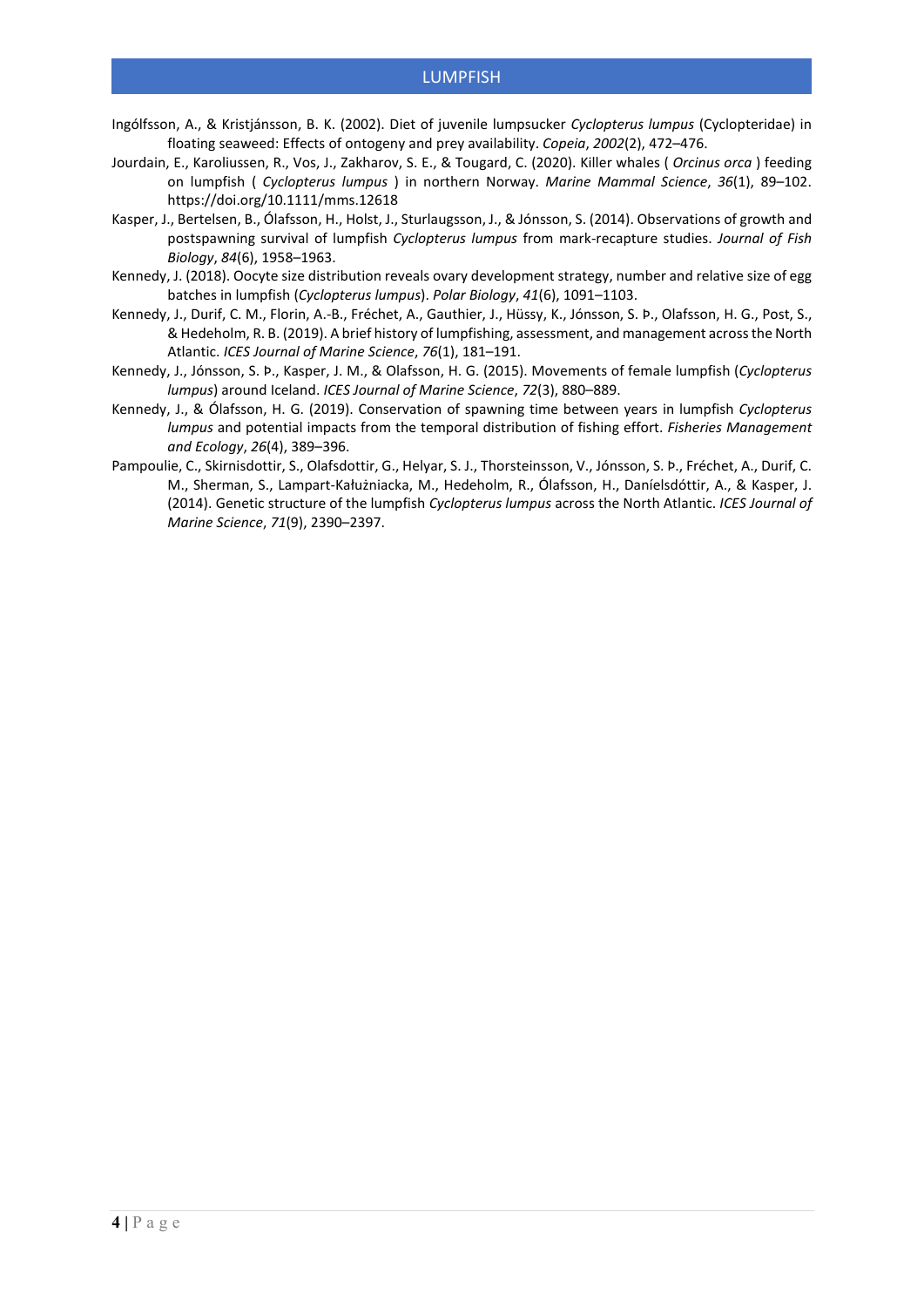Ingólfsson, A., & Kristjánsson, B. K. (2002). Diet of juvenile lumpsucker *Cyclopterus lumpus* (Cyclopteridae) in floating seaweed: Effects of ontogeny and prey availability. *Copeia*, *2002*(2), 472–476.

Jourdain, E., Karoliussen, R., Vos, J., Zakharov, S. E., & Tougard, C. (2020). Killer whales ( *Orcinus orca* ) feeding on lumpfish ( *Cyclopterus lumpus* ) in northern Norway. *Marine Mammal Science*, *36*(1), 89–102. https://doi.org/10.1111/mms.12618

Kasper, J., Bertelsen, B., Ólafsson, H., Holst, J., Sturlaugsson, J., & Jónsson, S. (2014). Observations of growth and postspawning survival of lumpfish *Cyclopterus lumpus* from mark-recapture studies. *Journal of Fish Biology*, *84*(6), 1958–1963.

Kennedy, J. (2018). Oocyte size distribution reveals ovary development strategy, number and relative size of egg batches in lumpfish (*Cyclopterus lumpus*). *Polar Biology*, *41*(6), 1091–1103.

Kennedy, J., Durif, C. M., Florin, A.-B., Fréchet, A., Gauthier, J., Hüssy, K., Jónsson, S. Þ., Olafsson, H. G., Post, S., & Hedeholm, R. B. (2019). A brief history of lumpfishing, assessment, and management across the North Atlantic. *ICES Journal of Marine Science*, *76*(1), 181–191.

Kennedy, J., Jónsson, S. Þ., Kasper, J. M., & Olafsson, H. G. (2015). Movements of female lumpfish (*Cyclopterus lumpus*) around Iceland. *ICES Journal of Marine Science*, *72*(3), 880–889.

Kennedy, J., & Ólafsson, H. G. (2019). Conservation of spawning time between years in lumpfish *Cyclopterus lumpus* and potential impacts from the temporal distribution of fishing effort. *Fisheries Management and Ecology*, *26*(4), 389–396.

Pampoulie, C., Skirnisdottir, S., Olafsdottir, G., Helyar, S. J., Thorsteinsson, V., Jónsson, S. Þ., Fréchet, A., Durif, C. M., Sherman, S., Lampart-Kałużniacka, M., Hedeholm, R., Ólafsson, H., Daníelsdóttir, A., & Kasper, J. (2014). Genetic structure of the lumpfish *Cyclopterus lumpus* across the North Atlantic. *ICES Journal of Marine Science*, *71*(9), 2390–2397.